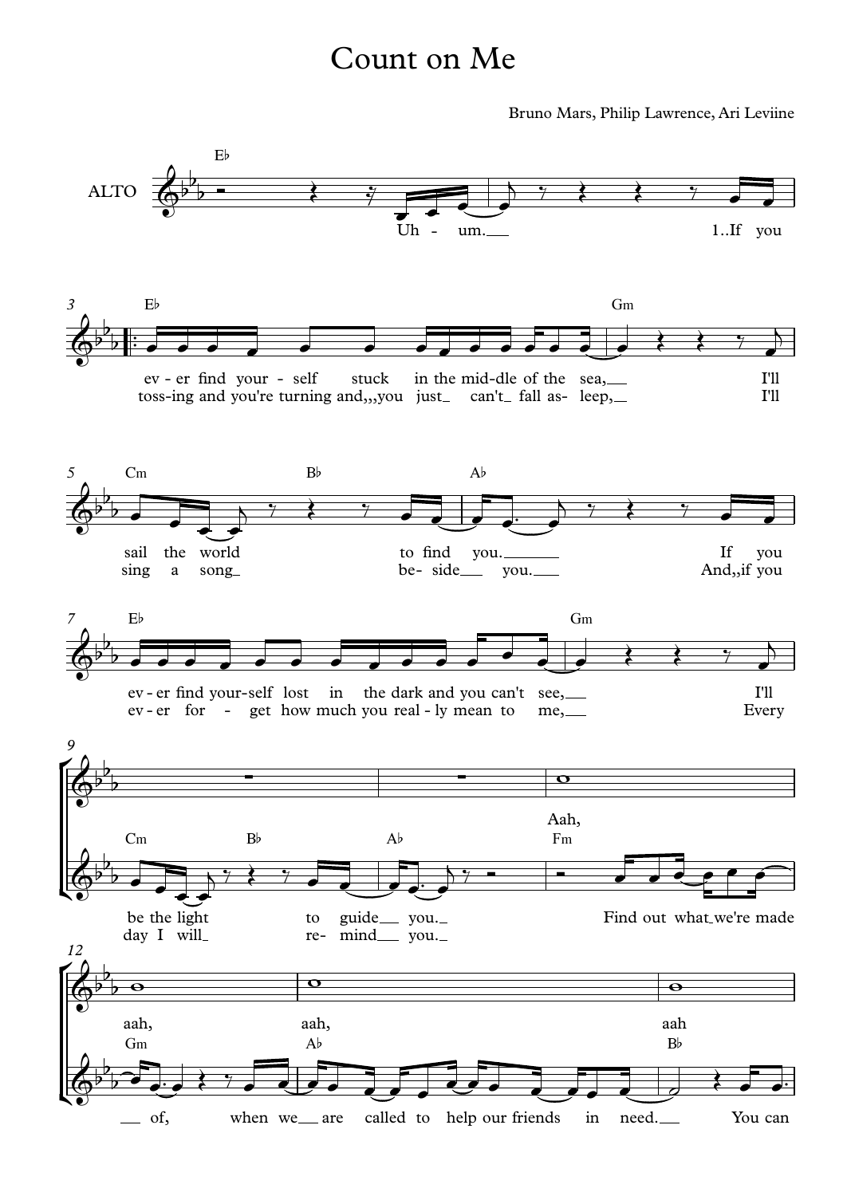# Count on Me

Bruno Mars, Philip Lawrence, Ari Leviine

ALTO

Uh - um. 1..If you

ev - er find your - self stuck in the mid-dle of the sea, I'll
toss-ing and you're turning and,,,you just_ can't_ fall as- leep, I'll

sail the world to find you. If you
sing a song_ be- side you. And,,if you

ev - er find your-self lost in the dark and you can't see, I'll
ev - er for - get how much you real - ly mean to me, Every

Aah,

be the light to guide you. Find out what_we're made
day I will_ re- mind you.

aah, aah, aah

of, when we are called to help our friends in need. You can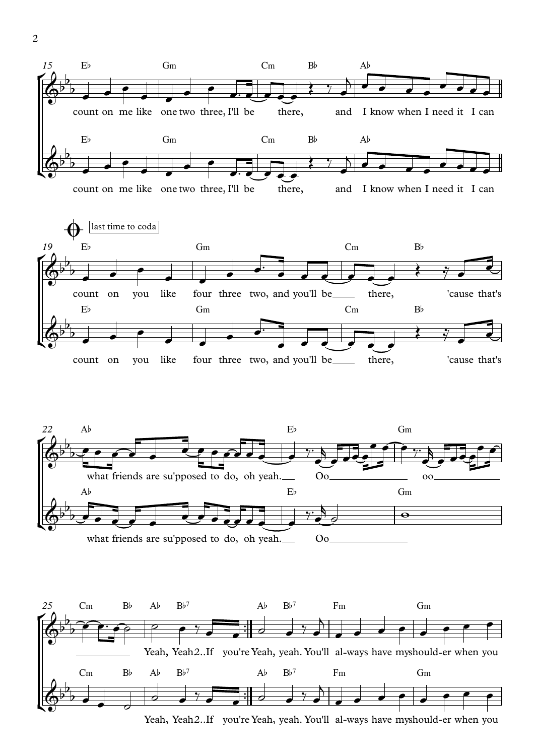15 E♭ Gm Cm B♭ A♭

count on me like one two three, I'll be there, and I know when I need it I can

19 E♭ Gm Cm B♭ (last time to coda)

count on you like four three two, and you'll be there, 'cause that's

22 A♭ E♭ Gm

what friends are su'pposed to do, oh yeah. Oo oo

25 Cm B♭ A♭ B♭7 A♭ B♭7 Fm Gm

Yeah, Yeah 2..If you're Yeah, yeah. You'll al-ways have my should-er when you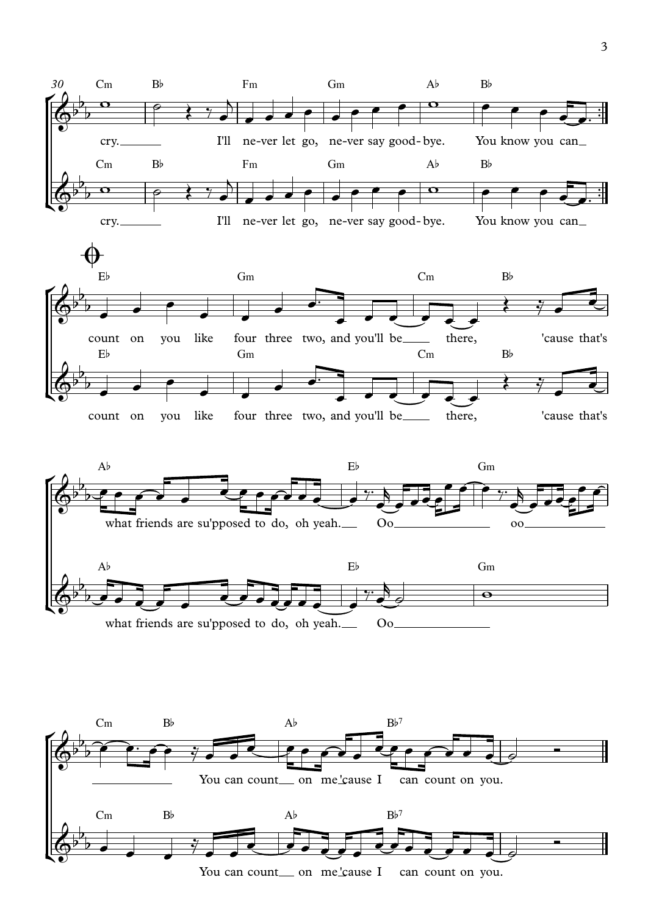30

Cm Bb Fm Gm Ab Bb

cry. I'll ne-ver let go, ne-ver say good-bye. You know you can

Cm Bb Fm Gm Ab Bb

cry. I'll ne-ver let go, ne-ver say good-bye. You know you can

Eb Gm Cm Bb

count on you like four three two, and you'll be there, 'cause that's

Eb Gm Cm Bb

count on you like four three two, and you'll be there, 'cause that's

Ab Eb Gm

what friends are su'pposed to do, oh yeah. Oo oo

Ab Eb Gm

what friends are su'pposed to do, oh yeah. Oo

Cm Bb Ab Bb7

You can count on me 'cause I can count on you.

Cm Bb Ab Bb7

You can count on me 'cause I can count on you.